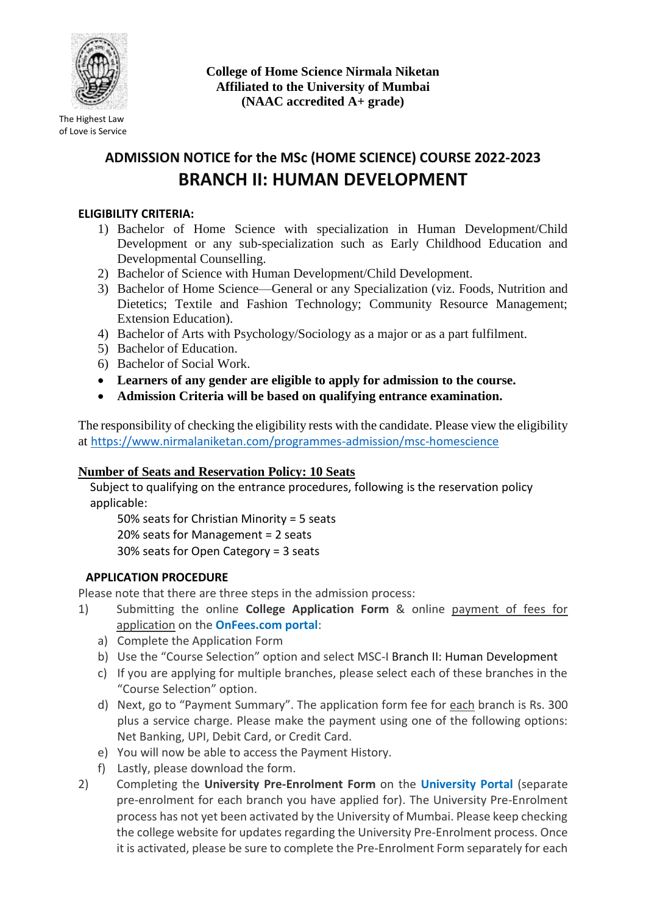The Highest Law of Love is Service

**College of Home Science Nirmala Niketan**
**Affiliated to the University of Mumbai**
**(NAAC accredited A+ grade)**

# ADMISSION NOTICE for the MSc (HOME SCIENCE) COURSE 2022-2023

# BRANCH II: HUMAN DEVELOPMENT

**ELIGIBILITY CRITERIA:**

1) Bachelor of Home Science with specialization in Human Development/Child Development or any sub-specialization such as Early Childhood Education and Developmental Counselling.
2) Bachelor of Science with Human Development/Child Development.
3) Bachelor of Home Science—General or any Specialization (viz. Foods, Nutrition and Dietetics; Textile and Fashion Technology; Community Resource Management; Extension Education).
4) Bachelor of Arts with Psychology/Sociology as a major or as a part fulfilment.
5) Bachelor of Education.
6) Bachelor of Social Work.

- **Learners of any gender are eligible to apply for admission to the course.**
- **Admission Criteria will be based on qualifying entrance examination.**

The responsibility of checking the eligibility rests with the candidate. Please view the eligibility at https://www.nirmalaniketan.com/programmes-admission/msc-homescience

**Number of Seats and Reservation Policy: 10 Seats**

Subject to qualifying on the entrance procedures, following is the reservation policy applicable:

50% seats for Christian Minority = 5 seats
20% seats for Management = 2 seats
30% seats for Open Category = 3 seats

**APPLICATION PROCEDURE**

Please note that there are three steps in the admission process:

1) Submitting the online **College Application Form** & online payment of fees for application on the **OnFees.com portal**:
   a) Complete the Application Form
   b) Use the "Course Selection" option and select MSC-I Branch II: Human Development
   c) If you are applying for multiple branches, please select each of these branches in the "Course Selection" option.
   d) Next, go to "Payment Summary". The application form fee for each branch is Rs. 300 plus a service charge. Please make the payment using one of the following options: Net Banking, UPI, Debit Card, or Credit Card.
   e) You will now be able to access the Payment History.
   f) Lastly, please download the form.
2) Completing the **University Pre-Enrolment Form** on the **University Portal** (separate pre-enrolment for each branch you have applied for). The University Pre-Enrolment process has not yet been activated by the University of Mumbai. Please keep checking the college website for updates regarding the University Pre-Enrolment process. Once it is activated, please be sure to complete the Pre-Enrolment Form separately for each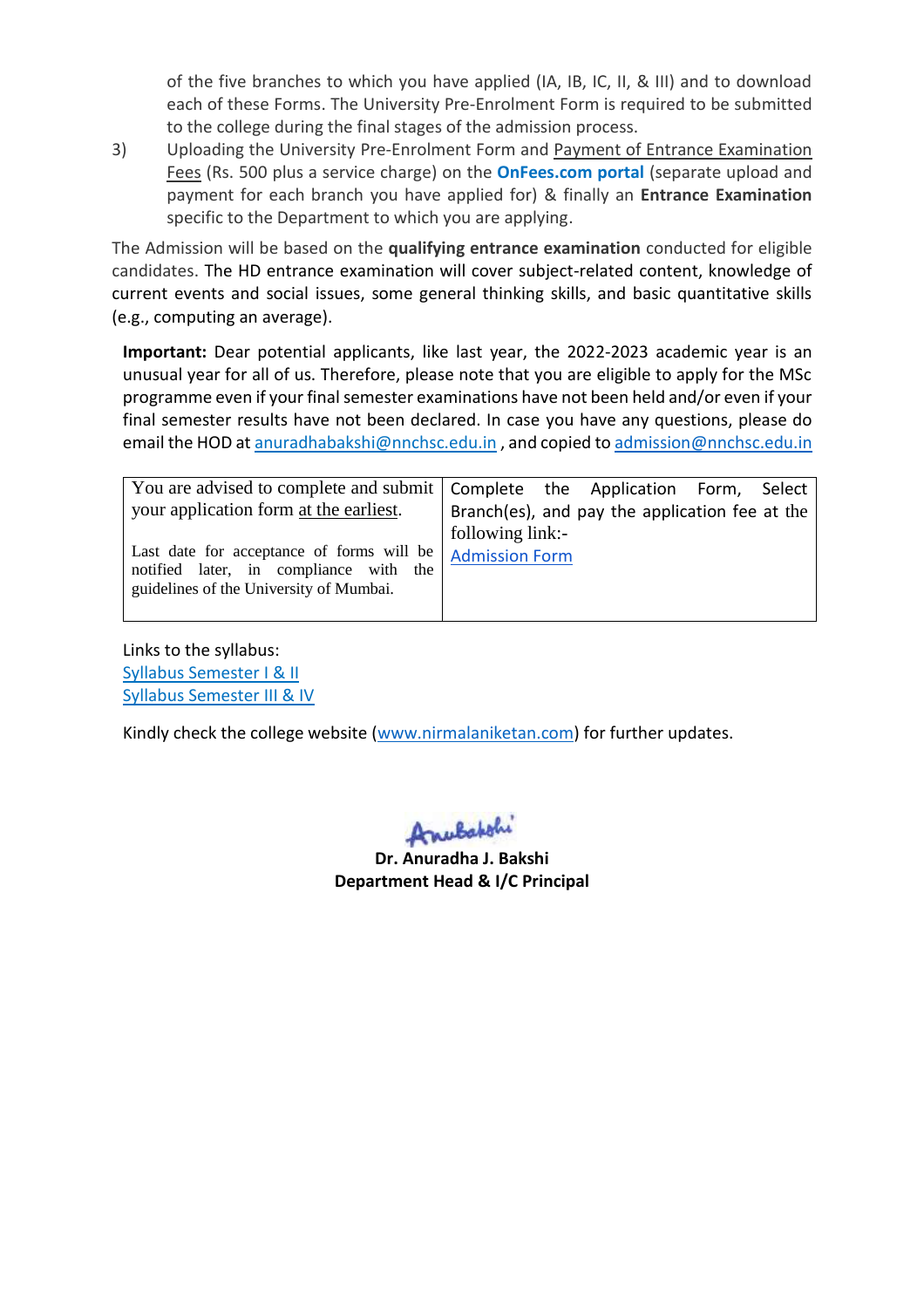of the five branches to which you have applied (IA, IB, IC, II, & III) and to download each of these Forms. The University Pre-Enrolment Form is required to be submitted to the college during the final stages of the admission process.

3) Uploading the University Pre-Enrolment Form and Payment of Entrance Examination Fees (Rs. 500 plus a service charge) on the **OnFees.com portal** (separate upload and payment for each branch you have applied for) & finally an **Entrance Examination** specific to the Department to which you are applying.

The Admission will be based on the **qualifying entrance examination** conducted for eligible candidates. The HD entrance examination will cover subject-related content, knowledge of current events and social issues, some general thinking skills, and basic quantitative skills (e.g., computing an average).

**Important:** Dear potential applicants, like last year, the 2022-2023 academic year is an unusual year for all of us. Therefore, please note that you are eligible to apply for the MSc programme even if your final semester examinations have not been held and/or even if your final semester results have not been declared. In case you have questions, please do email the HOD at anuradhabakshi@nnchsc.edu.in , and copied to admission@nnchsc.edu.in

| | |
|---|---|
| You are advised to complete and submit your application form at the earliest.<br><br>Last date for acceptance of forms will be notified later, in compliance with the guidelines of the University of Mumbai. | Complete the Application Form, Select Branch(es), and pay the application fee at the following link:-<br>Admission Form |

Links to the syllabus:
Syllabus Semester I & II
Syllabus Semester III & IV

Kindly check the college website (www.nirmalaniketan.com) for further updates.

Anubakshi

**Dr. Anuradha J. Bakshi**
**Department Head & I/C Principal**